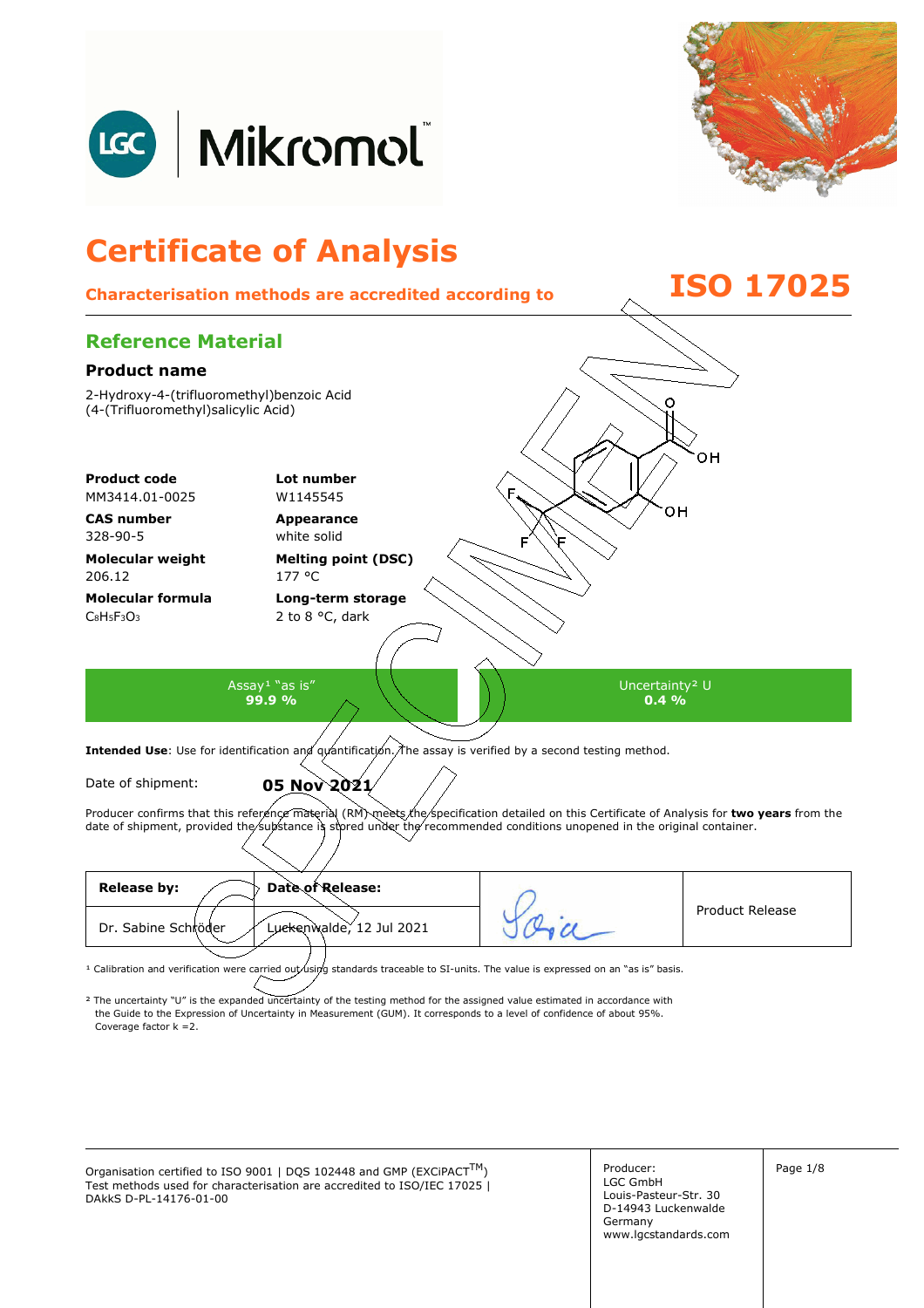# Certificate of Analysis

**Characterisation methods are accredited according to ISO 17025**

## Reference Material

### Product name

2-Hydroxy-4-(trifluoromethyl)benzoic Acid
(4-(Trifluoromethyl)salicylic Acid)

| | |
|---|---|
| **Product code**<br>MM3414.01-0025 | **Lot number**<br>W1145545 |
| **CAS number**<br>328-90-5 | **Appearance**<br>white solid |
| **Molecular weight**<br>206.12 | **Melting point (DSC)**<br>177 °C |
| **Molecular formula**<br>$C_8H_5F_3O_3$ | **Long-term storage**<br>2 to 8 °C, dark |

| Assay[1] "as is" | Uncertainty[2] U |
|---|---|
| **99.9 %** | **0.4 %** |

**Intended Use**: Use for identification and quantification. The assay is verified by a second testing method.

Date of shipment: **05 Nov 2021**

Producer confirms that this reference material (RM) meets the specification detailed on this Certificate of Analysis for **two years** from the date of shipment, provided the substance is stored under the recommended conditions unopened in the original container.

| **Release by:** | **Date of Release:** | | Product Release |
|---|---|---|---|
| Dr. Sabine Schröder | Luckenwalde, 12 Jul 2021 | | |

[1] Calibration and verification were carried out using standards traceable to SI-units. The value is expressed on an "as is" basis.

[2] The uncertainty "U" is the expanded uncertainty of the testing method for the assigned value estimated in accordance with the Guide to the Expression of Uncertainty in Measurement (GUM). It corresponds to a level of confidence of about 95%. Coverage factor k =2.

Organisation certified to ISO 9001 | DQS 102448 and GMP (EXCiPACT™)
Test methods used for characterisation are accredited to ISO/IEC 17025 | DAkkS D-PL-14176-01-00

Producer:
LGC GmbH
Louis-Pasteur-Str. 30
D-14943 Luckenwalde
Germany
www.lgcstandards.com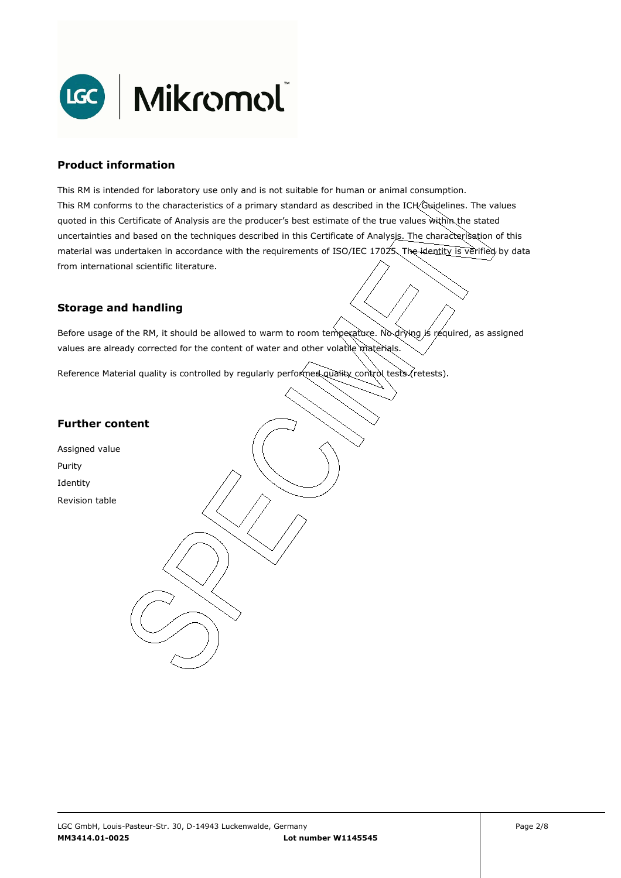## Product information

This RM is intended for laboratory use only and is not suitable for human or animal consumption.
This RM conforms to the characteristics of a primary standard as described in the ICH Guidelines. The values quoted in this Certificate of Analysis are the producer's best estimate of the true values within the stated uncertainties and based on the techniques described in this Certificate of Analysis. The characterisation of this material was undertaken in accordance with the requirements of ISO/IEC 17025. The identity is verified by data from international scientific literature.

## Storage and handling

Before usage of the RM, it should be allowed to warm to room temperature. No drying is required, as assigned values are already corrected for the content of water and other volatile materials.

Reference Material quality is controlled by regularly performed quality control tests (retests).

## Further content

Assigned value
Purity
Identity
Revision table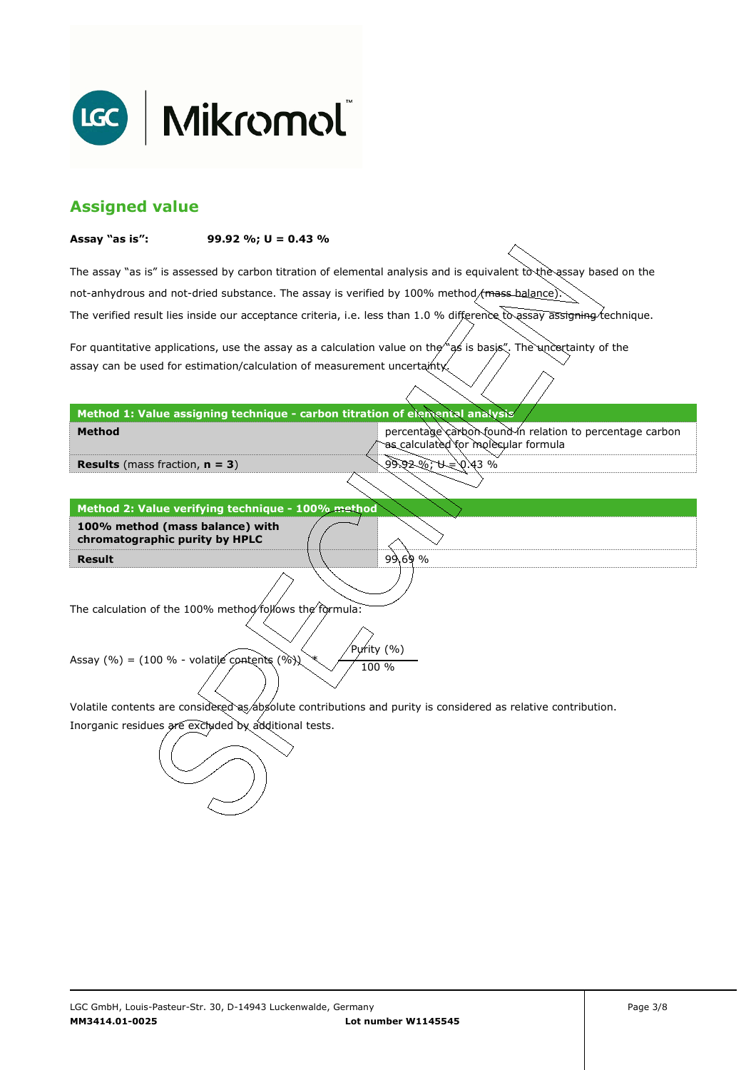## Assigned value

**Assay "as is":** **99.92 %; U = 0.43 %**

The assay "as is" is assessed by carbon titration of elemental analysis and is equivalent to the assay based on the not-anhydrous and not-dried substance. The assay is verified by 100% method (mass balance).
The verified result lies inside our acceptance criteria, i.e. less than 1.0 % difference to assay assigning technique.

For quantitative applications, use the assay as a calculation value on the "as is basis". The uncertainty of the assay can be used for estimation/calculation of measurement uncertainty.

| **Method 1: Value assigning technique - carbon titration of elemental analysis** | |
|---|---|
| **Method** | percentage carbon found in relation to percentage carbon as calculated for molecular formula |
| **Results** (mass fraction, **n = 3**) | 99.92 %; U = 0.43 % |

| **Method 2: Value verifying technique - 100% method** | |
|---|---|
| **100% method (mass balance) with chromatographic purity by HPLC** | |
| **Result** | 99.69 % |

The calculation of the 100% method follows the formula:

$$\text{Assay (\%)} = (100\ \% - \text{volatile contents (\%)}) * \frac{\text{Purity (\%)}}{100\ \%}$$

Volatile contents are considered as absolute contributions and purity is considered as relative contribution.
Inorganic residues are excluded by additional tests.

LGC GmbH, Louis-Pasteur-Str. 30, D-14943 Luckenwalde, Germany
**MM3414.01-0025** **Lot number W1145545**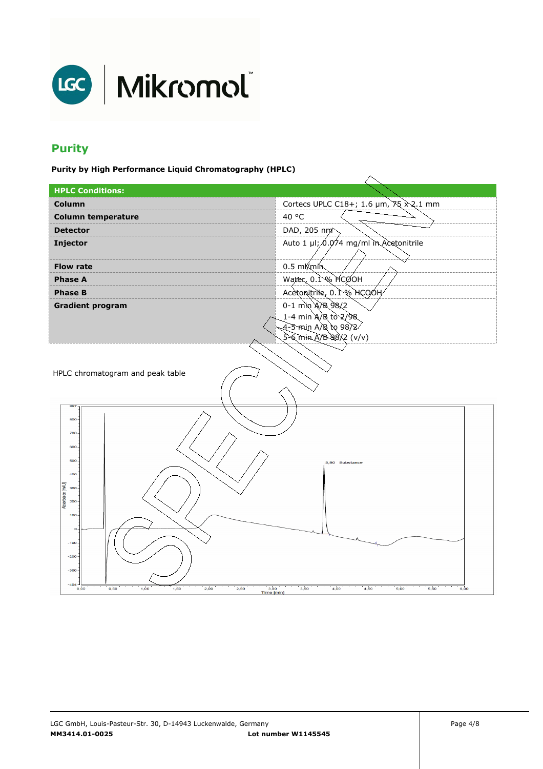## Purity

**Purity by High Performance Liquid Chromatography (HPLC)**

| **HPLC Conditions:** | |
|---|---|
| **Column** | Cortecs UPLC C18+; 1.6 µm, 75 x 2.1 mm |
| **Column temperature** | 40 °C |
| **Detector** | DAD, 205 nm |
| **Injector** | Auto 1 µl; 0.074 mg/ml in Acetonitrile |
| **Flow rate** | 0.5 ml/min |
| **Phase A** | Water, 0.1 % HCOOH |
| **Phase B** | Acetonitrile, 0.1 % HCOOH |
| **Gradient program** | 0-1 min A/B 98/2<br>1-4 min A/B to 2/98<br>4-5 min A/B to 98/2<br>5-6 min A/B 98/2 (v/v) |

HPLC chromatogram and peak table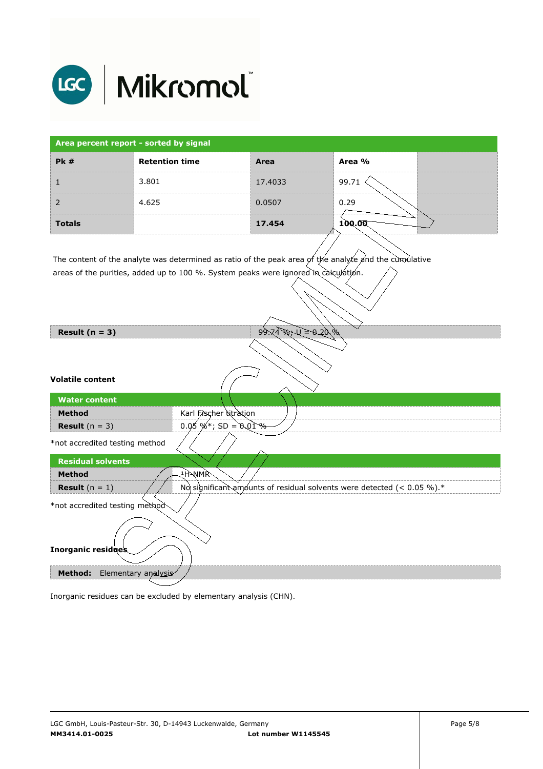| Area percent report - sorted by signal | | | | |
|---|---|---|---|---|
| **Pk #** | **Retention time** | **Area** | **Area %** | |
| 1 | 3.801 | 17.4033 | 99.71 | |
| 2 | 4.625 | 0.0507 | 0.29 | |
| **Totals** | | **17.454** | **100.00** | |

The content of the analyte was determined as ratio of the peak area of the analyte and the cumulative areas of the purities, added up to 100 %. System peaks were ignored in calculation.

| **Result (n = 3)** | 99.74 %; U = 0.20 % |
|---|---|

**Volatile content**

| Water content | |
|---|---|
| **Method** | Karl Fischer titration |
| **Result** (n = 3) | 0.05 %*; SD = 0.01 % |

*not accredited testing method

| Residual solvents | |
|---|---|
| **Method** | $^{1}$H-NMR |
| **Result** (n = 1) | No significant amounts of residual solvents were detected (< 0.05 %).* |

*not accredited testing method

**Inorganic residues**

| **Method:** Elementary analysis |
|---|

Inorganic residues can be excluded by elementary analysis (CHN).

LGC GmbH, Louis-Pasteur-Str. 30, D-14943 Luckenwalde, Germany
**MM3414.01-0025** **Lot number W1145545**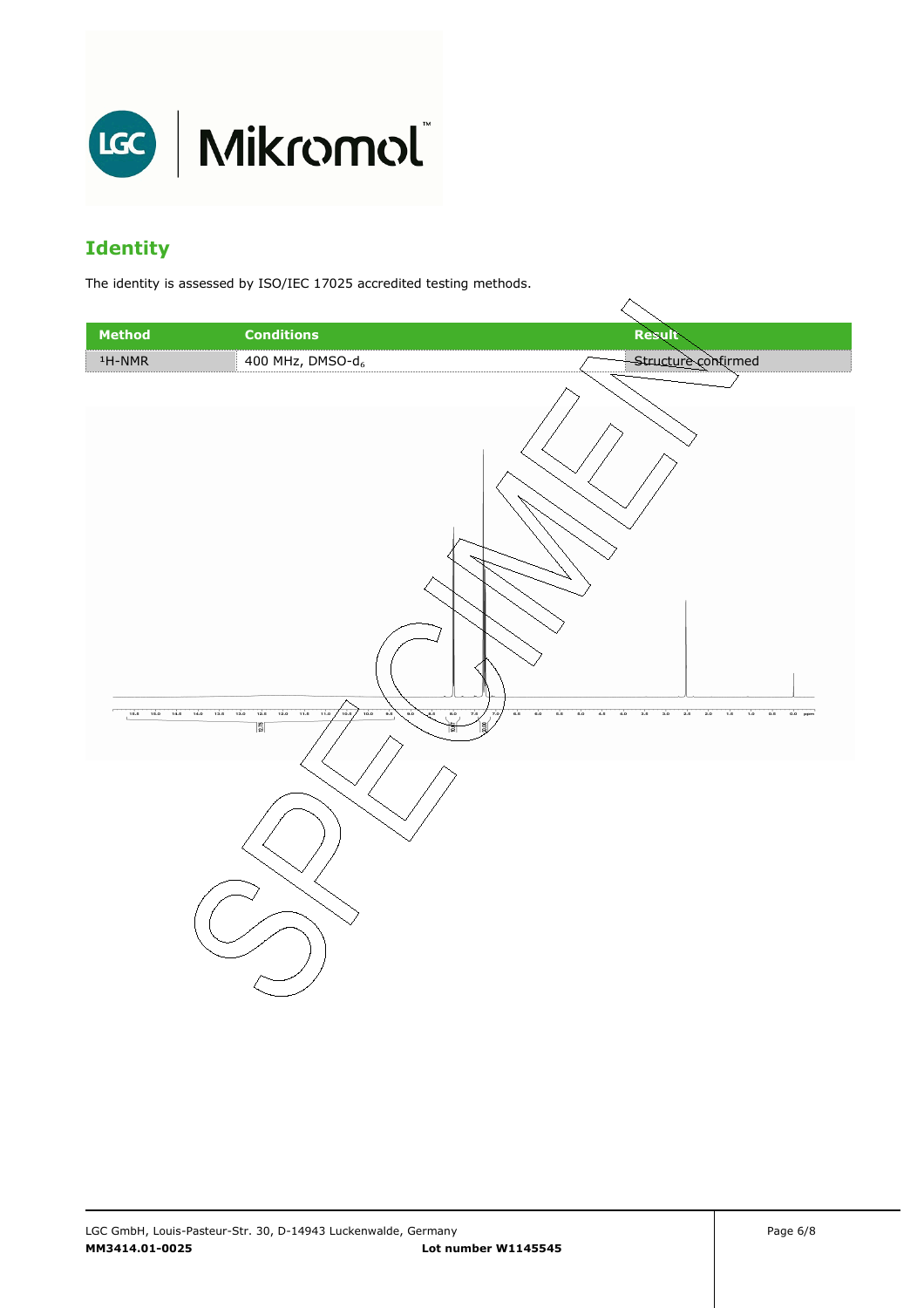## Identity

The identity is assessed by ISO/IEC 17025 accredited testing methods.

| Method | Conditions | Result |
|---|---|---|
| $^1$H-NMR | 400 MHz, DMSO-$d_6$ | Structure confirmed |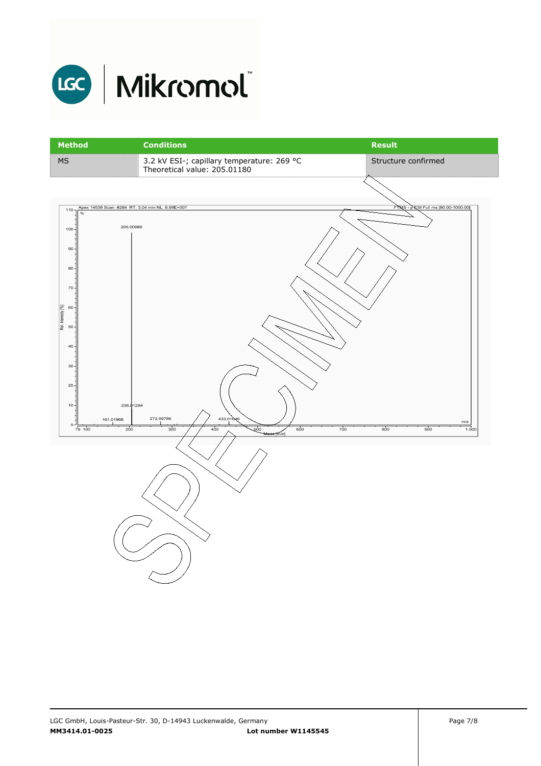| Method | Conditions | Result |
| --- | --- | --- |
| MS | 3.2 kV ESI-; capillary temperature: 269 °C<br>Theoretical value: 205.01180 | Structure confirmed |

Apex 14538 Scan: #284 RT: 3,04 min NL: 8,99E+007

FTMS - p ESI Full ms [80.00-1000.00]

| m/z | Peak label |
| --- | --- |
| 161,01968 | |
| 205,00986 | |
| 206,01294 | |
| 272,99786 | |
| 433,01046 | |

Rel. Intensity [%] vs. Mass [m/z]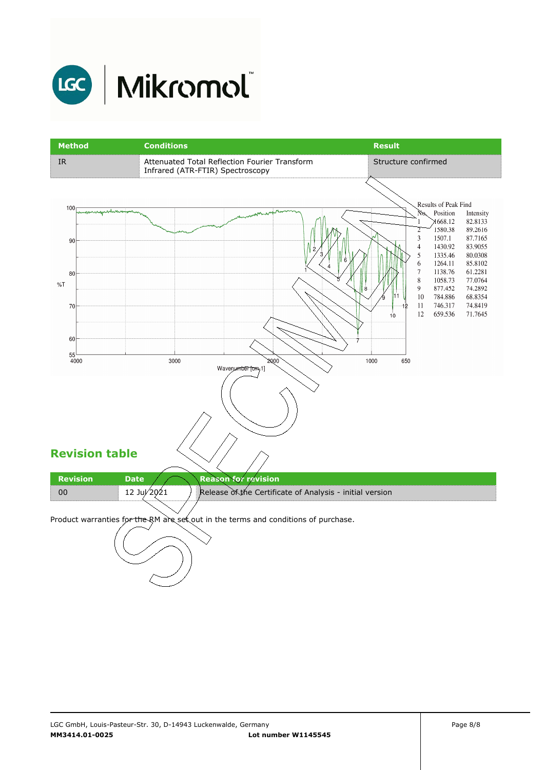| Method | Conditions | Result |
|---|---|---|
| IR | Attenuated Total Reflection Fourier Transform Infrared (ATR-FTIR) Spectroscopy | Structure confirmed |

100
90
80
%T
70
60
55
4000
3000
2000
1000
650
Wavenumber [cm-1]

Results of Peak Find
No. Position Intensity
1 1668.12 82.8133
2 1580.38 89.2616
3 1507.1 87.7165
4 1430.92 83.9055
5 1335.46 80.0308
6 1264.11 85.8102
7 1138.76 61.2281
8 1058.73 77.0764
9 877.452 74.2892
10 784.886 68.8354
11 746.317 74.8419
12 659.536 71.7645

SPECIMEN

## Revision table

| Revision | Date | Reason for revision |
|---|---|---|
| 00 | 12 Jul 2021 | Release of the Certificate of Analysis - initial version |

Product warranties for the RM are set out in the terms and conditions of purchase.

LGC GmbH, Louis-Pasteur-Str. 30, D-14943 Luckenwalde, Germany

**MM3414.01-0025** **Lot number W1145545**